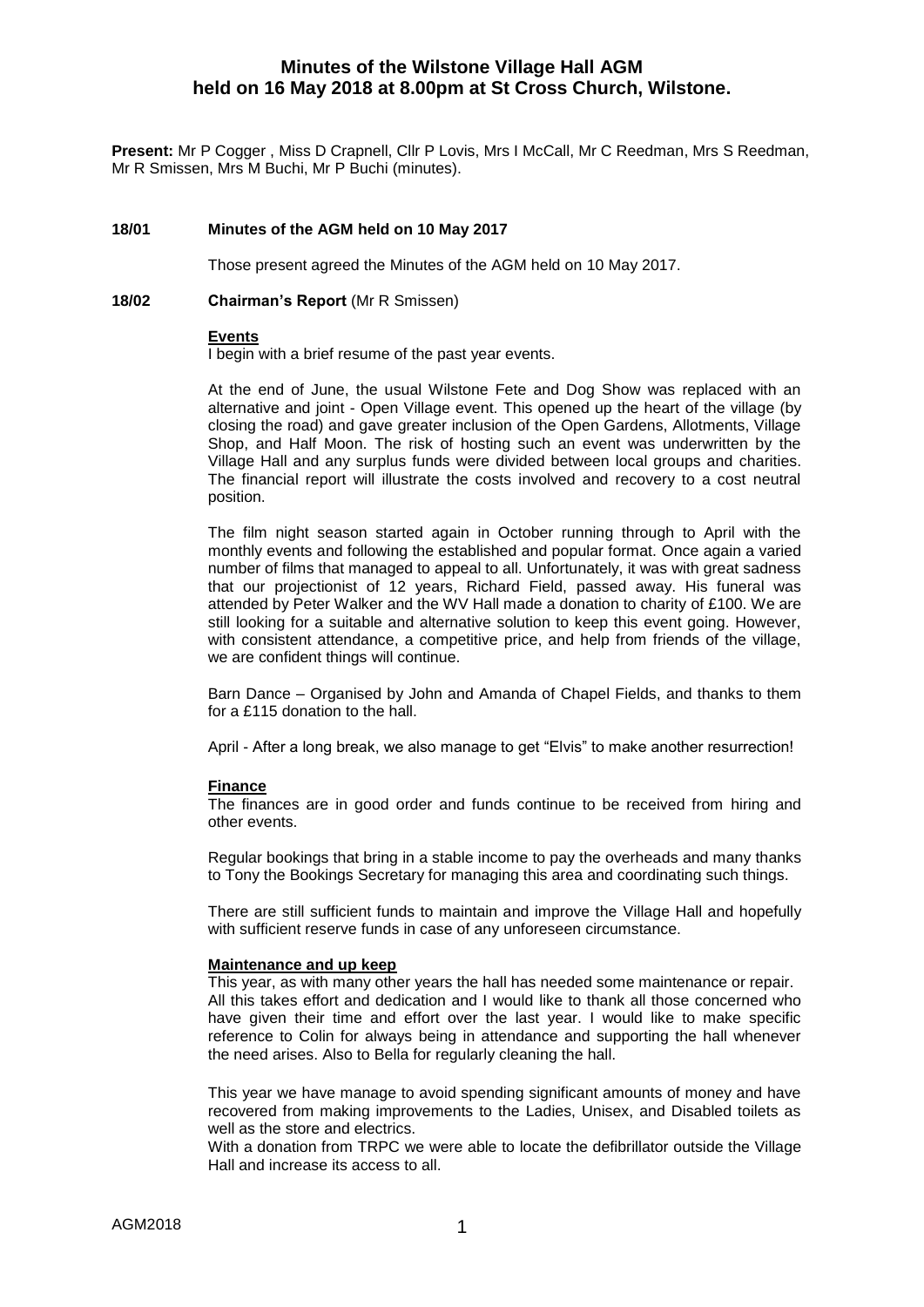# Minutes of the Wilstone Village Hall AGM held on 16 May 2018 at 8.00pm at St Cross Church, Wilstone.

**Present:** Mr P Cogger , Miss D Crapnell, Cllr P Lovis, Mrs I McCall, Mr C Reedman, Mrs S Reedman, Mr R Smissen, Mrs M Buchi, Mr P Buchi (minutes).

## 18/01 Minutes of the AGM held on 10 May 2017

Those present agreed the Minutes of the AGM held on 10 May 2017.

## 18/02 Chairman's Report (Mr R Smissen)

**Events**

I begin with a brief resume of the past year events.

At the end of June, the usual Wilstone Fete and Dog Show was replaced with an alternative and joint - Open Village event. This opened up the heart of the village (by closing the road) and gave greater inclusion of the Open Gardens, Allotments, Village Shop, and Half Moon. The risk of hosting such an event was underwritten by the Village Hall and any surplus funds were divided between local groups and charities. The financial report will illustrate the costs involved and recovery to a cost neutral position.

The film night season started again in October running through to April with the monthly events and following the established and popular format. Once again a varied number of films that managed to appeal to all. Unfortunately, it was with great sadness that our projectionist of 12 years, Richard Field, passed away. His funeral was attended by Peter Walker and the WV Hall made a donation to charity of £100. We are still looking for a suitable and alternative solution to keep this event going. However, with consistent attendance, a competitive price, and help from friends of the village, we are confident things will continue.

Barn Dance – Organised by John and Amanda of Chapel Fields, and thanks to them for a £115 donation to the hall.

April - After a long break, we also manage to get "Elvis" to make another resurrection!

**Finance**

The finances are in good order and funds continue to be received from hiring and other events.

Regular bookings that bring in a stable income to pay the overheads and many thanks to Tony the Bookings Secretary for managing this area and coordinating such things.

There are still sufficient funds to maintain and improve the Village Hall and hopefully with sufficient reserve funds in case of any unforeseen circumstance.

**Maintenance and up keep**

This year, as with many other years the hall has needed some maintenance or repair. All this takes effort and dedication and I would like to thank all those concerned who have given their time and effort over the last year. I would like to make specific reference to Colin for always being in attendance and supporting the hall whenever the need arises. Also to Bella for regularly cleaning the hall.

This year we have manage to avoid spending significant amounts of money and have recovered from making improvements to the Ladies, Unisex, and Disabled toilets as well as the store and electrics.

With a donation from TRPC we were able to locate the defibrillator outside the Village Hall and increase its access to all.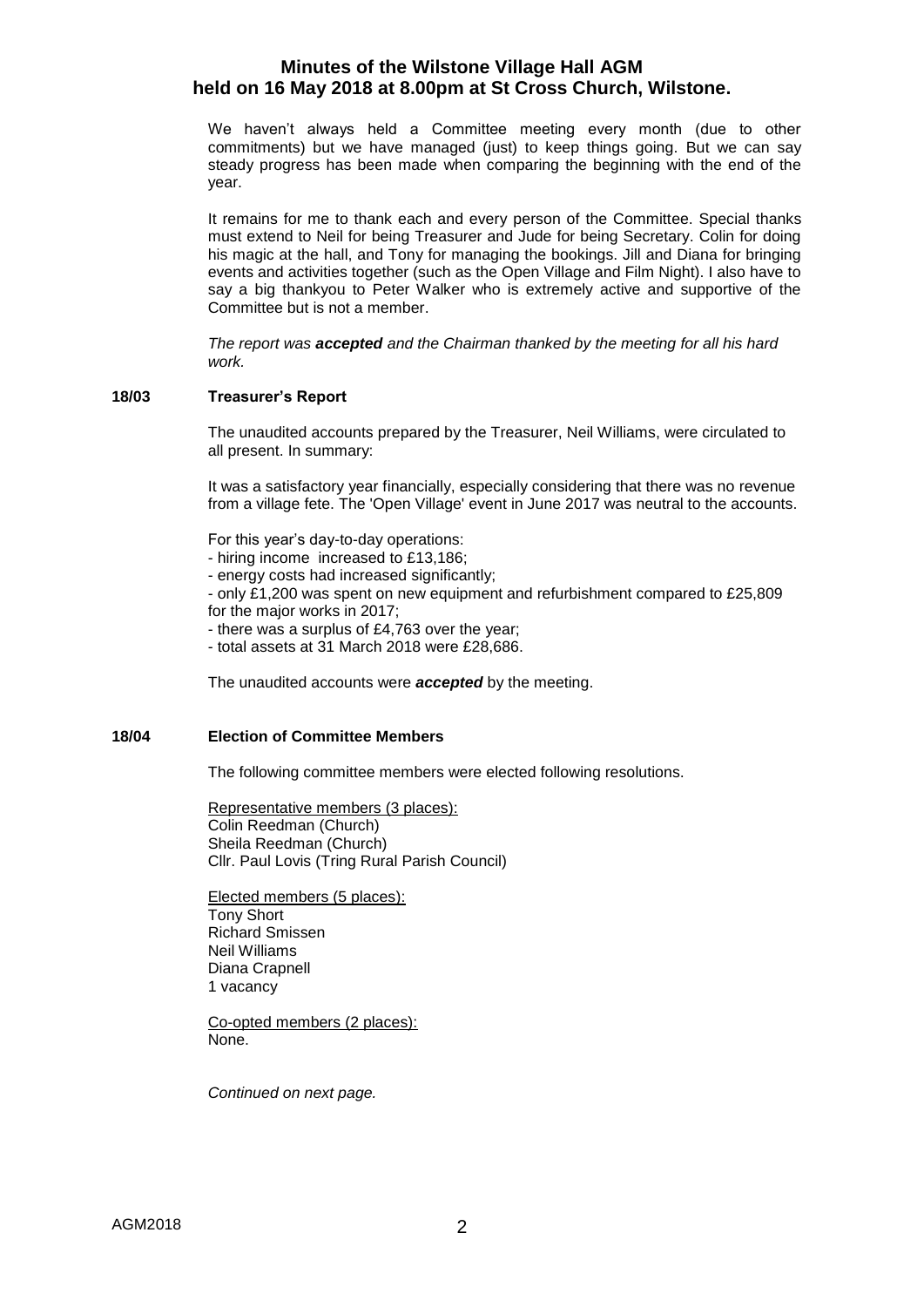# Minutes of the Wilstone Village Hall AGM held on 16 May 2018 at 8.00pm at St Cross Church, Wilstone.

We haven't always held a Committee meeting every month (due to other commitments) but we have managed (just) to keep things going. But we can say steady progress has been made when comparing the beginning with the end of the year.

It remains for me to thank each and every person of the Committee. Special thanks must extend to Neil for being Treasurer and Jude for being Secretary. Colin for doing his magic at the hall, and Tony for managing the bookings. Jill and Diana for bringing events and activities together (such as the Open Village and Film Night). I also have to say a big thankyou to Peter Walker who is extremely active and supportive of the Committee but is not a member.

*The report was **accepted** and the Chairman thanked by the meeting for all his hard work.*

## 18/03 Treasurer's Report

The unaudited accounts prepared by the Treasurer, Neil Williams, were circulated to all present. In summary:

It was a satisfactory year financially, especially considering that there was no revenue from a village fete. The 'Open Village' event in June 2017 was neutral to the accounts.

For this year's day-to-day operations:
- hiring income increased to £13,186;
- energy costs had increased significantly;
- only £1,200 was spent on new equipment and refurbishment compared to £25,809 for the major works in 2017;
- there was a surplus of £4,763 over the year;
- total assets at 31 March 2018 were £28,686.

The unaudited accounts were ***accepted*** by the meeting.

## 18/04 Election of Committee Members

The following committee members were elected following resolutions.

Representative members (3 places):
Colin Reedman (Church)
Sheila Reedman (Church)
Cllr. Paul Lovis (Tring Rural Parish Council)

Elected members (5 places):
Tony Short
Richard Smissen
Neil Williams
Diana Crapnell
1 vacancy

Co-opted members (2 places):
None.

*Continued on next page.*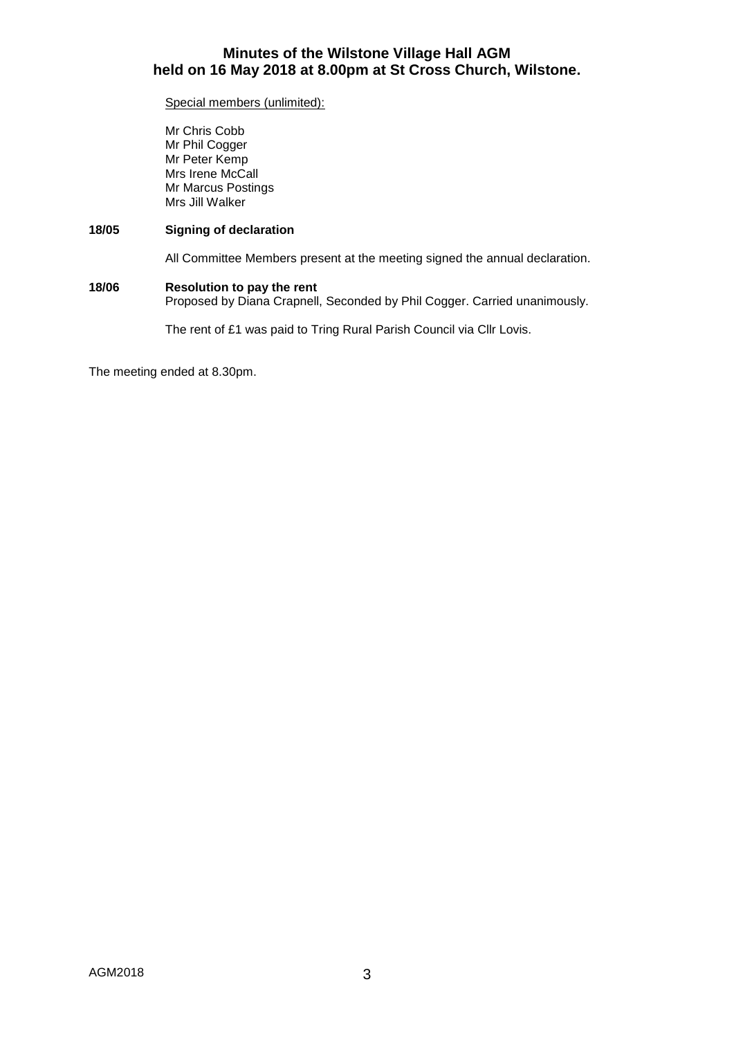# Minutes of the Wilstone Village Hall AGM held on 16 May 2018 at 8.00pm at St Cross Church, Wilstone.

Special members (unlimited):

Mr Chris Cobb
Mr Phil Cogger
Mr Peter Kemp
Mrs Irene McCall
Mr Marcus Postings
Mrs Jill Walker

**18/05 Signing of declaration**

All Committee Members present at the meeting signed the annual declaration.

**18/06 Resolution to pay the rent**

Proposed by Diana Crapnell, Seconded by Phil Cogger. Carried unanimously.

The rent of £1 was paid to Tring Rural Parish Council via Cllr Lovis.

The meeting ended at 8.30pm.